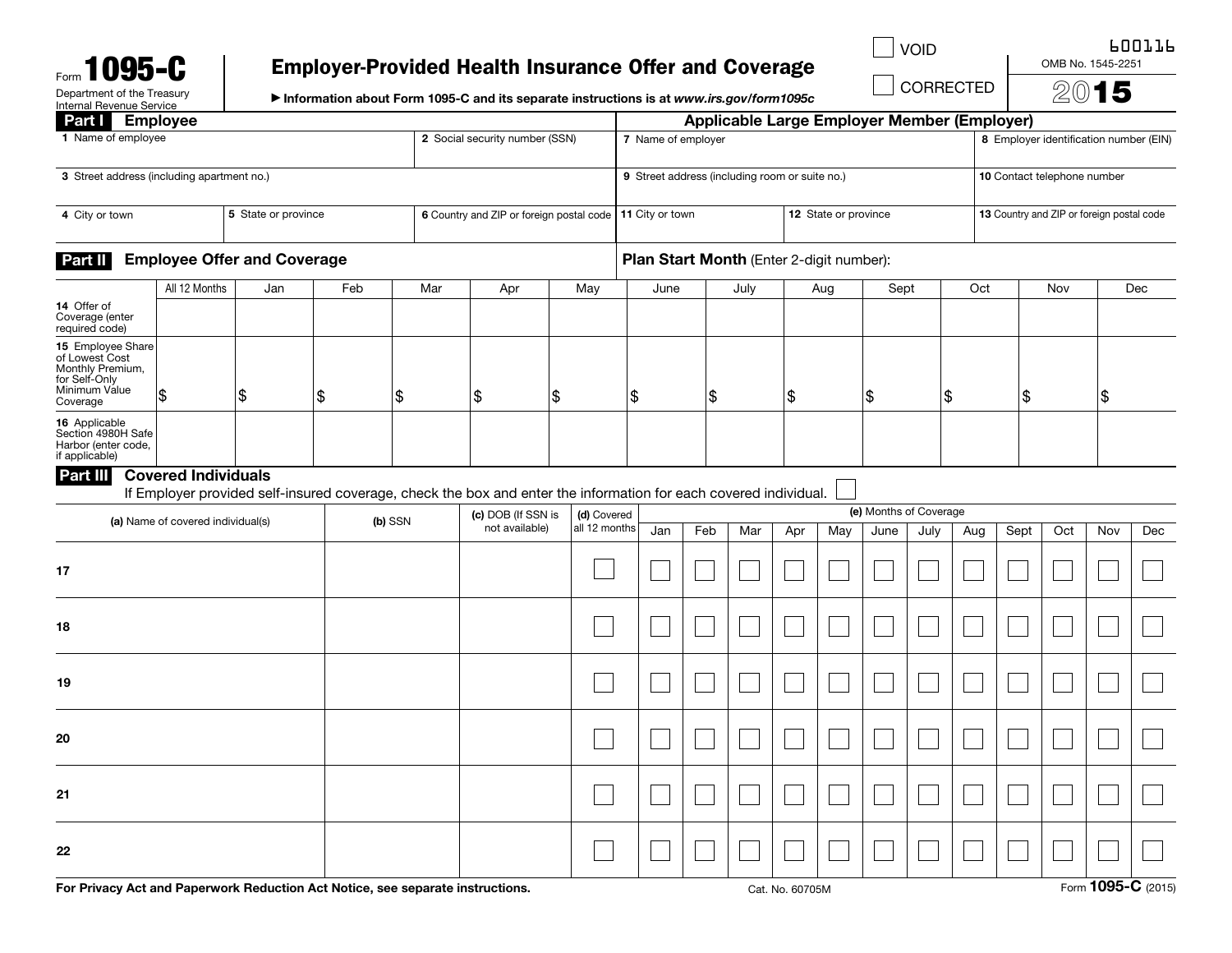Form **1095-C**

Department of the Treasury
Internal Revenue Service

# Employer-Provided Health Insurance Offer and Coverage

▶ Information about Form 1095-C and its separate instructions is at *www.irs.gov/form1095c*

☐ VOID

☐ CORRECTED

600116

OMB No. 1545-2251

**2015**

## Part I Employee

| 1 Name of employee | | 2 Social security number (SSN) |
|---|---|---|
| 3 Street address (including apartment no.) | | |
| 4 City or town | 5 State or province | 6 Country and ZIP or foreign postal code |

## Applicable Large Employer Member (Employer)

| 7 Name of employer | | 8 Employer identification number (EIN) |
|---|---|---|
| 9 Street address (including room or suite no.) | | 10 Contact telephone number |
| 11 City or town | 12 State or province | 13 Country and ZIP or foreign postal code |

## Part II Employee Offer and Coverage

**Plan Start Month** (Enter 2-digit number):

| | All 12 Months | Jan | Feb | Mar | Apr | May | June | July | Aug | Sept | Oct | Nov | Dec |
|---|---|---|---|---|---|---|---|---|---|---|---|---|---|
| 14 Offer of Coverage (enter required code) | | | | | | | | | | | | | |
| 15 Employee Share of Lowest Cost Monthly Premium, for Self-Only Minimum Value Coverage | $ | $ | $ | $ | $ | $ | $ | $ | $ | $ | $ | $ | $ |
| 16 Applicable Section 4980H Safe Harbor (enter code, if applicable) | | | | | | | | | | | | | |

## Part III Covered Individuals

If Employer provided self-insured coverage, check the box and enter the information for each covered individual. ☐

| | (a) Name of covered individual(s) | (b) SSN | (c) DOB (If SSN is not available) | (d) Covered all 12 months | (e) Months of Coverage | | | | | | | | | | | |
|---|---|---|---|---|---|---|---|---|---|---|---|---|---|---|---|---|
| | | | | | Jan | Feb | Mar | Apr | May | June | July | Aug | Sept | Oct | Nov | Dec |
| 17 | | | | ☐ | ☐ | ☐ | ☐ | ☐ | ☐ | ☐ | ☐ | ☐ | ☐ | ☐ | ☐ | ☐ |
| 18 | | | | ☐ | ☐ | ☐ | ☐ | ☐ | ☐ | ☐ | ☐ | ☐ | ☐ | ☐ | ☐ | ☐ |
| 19 | | | | ☐ | ☐ | ☐ | ☐ | ☐ | ☐ | ☐ | ☐ | ☐ | ☐ | ☐ | ☐ | ☐ |
| 20 | | | | ☐ | ☐ | ☐ | ☐ | ☐ | ☐ | ☐ | ☐ | ☐ | ☐ | ☐ | ☐ | ☐ |
| 21 | | | | ☐ | ☐ | ☐ | ☐ | ☐ | ☐ | ☐ | ☐ | ☐ | ☐ | ☐ | ☐ | ☐ |
| 22 | | | | ☐ | ☐ | ☐ | ☐ | ☐ | ☐ | ☐ | ☐ | ☐ | ☐ | ☐ | ☐ | ☐ |

**For Privacy Act and Paperwork Reduction Act Notice, see separate instructions.**

Cat. No. 60705M

Form **1095-C** (2015)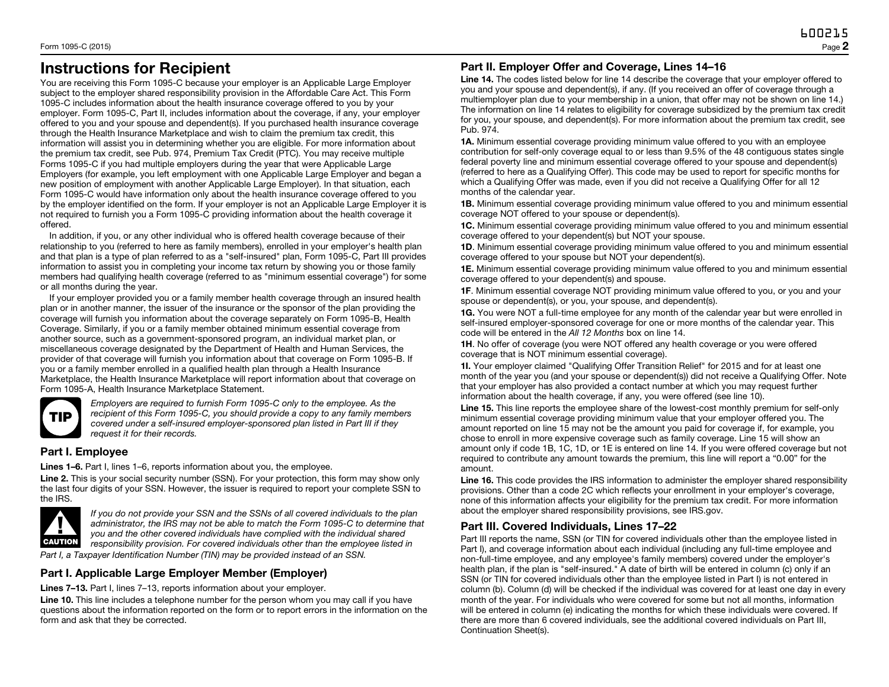# Instructions for Recipient

You are receiving this Form 1095-C because your employer is an Applicable Large Employer subject to the employer shared responsibility provision in the Affordable Care Act. This Form 1095-C includes information about the health insurance coverage offered to you by your employer. Form 1095-C, Part II, includes information about the coverage, if any, your employer offered to you and your spouse and dependent(s). If you purchased health insurance coverage through the Health Insurance Marketplace and wish to claim the premium tax credit, this information will assist you in determining whether you are eligible. For more information about the premium tax credit, see Pub. 974, Premium Tax Credit (PTC). You may receive multiple Forms 1095-C if you had multiple employers during the year that were Applicable Large Employers (for example, you left employment with one Applicable Large Employer and began a new position of employment with another Applicable Large Employer). In that situation, each Form 1095-C would have information only about the health insurance coverage offered to you by the employer identified on the form. If your employer is not an Applicable Large Employer it is not required to furnish you a Form 1095-C providing information about the health coverage it offered.

In addition, if you, or any other individual who is offered health coverage because of their relationship to you (referred to here as family members), enrolled in your employer's health plan and that plan is a type of plan referred to as a "self-insured" plan, Form 1095-C, Part III provides information to assist you in completing your income tax return by showing you or those family members had qualifying health coverage (referred to as "minimum essential coverage") for some or all months during the year.

If your employer provided you or a family member health coverage through an insured health plan or in another manner, the issuer of the insurance or the sponsor of the plan providing the coverage will furnish you information about the coverage separately on Form 1095-B, Health Coverage. Similarly, if you or a family member obtained minimum essential coverage from another source, such as a government-sponsored program, an individual market plan, or miscellaneous coverage designated by the Department of Health and Human Services, the provider of that coverage will furnish you information about that coverage on Form 1095-B. If you or a family member enrolled in a qualified health plan through a Health Insurance Marketplace, the Health Insurance Marketplace will report information about that coverage on Form 1095-A, Health Insurance Marketplace Statement.

**TIP** *Employers are required to furnish Form 1095-C only to the employee. As the recipient of this Form 1095-C, you should provide a copy to any family members covered under a self-insured employer-sponsored plan listed in Part III if they request it for their records.*

## Part I. Employee

**Lines 1–6.** Part I, lines 1–6, reports information about you, the employee.

**Line 2.** This is your social security number (SSN). For your protection, this form may show only the last four digits of your SSN. However, the issuer is required to report your complete SSN to the IRS.

**CAUTION** *If you do not provide your SSN and the SSNs of all covered individuals to the plan administrator, the IRS may not be able to match the Form 1095-C to determine that you and the other covered individuals have complied with the individual shared responsibility provision. For covered individuals other than the employee listed in Part I, a Taxpayer Identification Number (TIN) may be provided instead of an SSN.*

## Part I. Applicable Large Employer Member (Employer)

**Lines 7–13.** Part I, lines 7–13, reports information about your employer.

**Line 10.** This line includes a telephone number for the person whom you may call if you have questions about the information reported on the form or to report errors in the information on the form and ask that they be corrected.

## Part II. Employer Offer and Coverage, Lines 14–16

**Line 14.** The codes listed below for line 14 describe the coverage that your employer offered to you and your spouse and dependent(s), if any. (If you received an offer of coverage through a multiemployer plan due to your membership in a union, that offer may not be shown on line 14.) The information on line 14 relates to eligibility for coverage subsidized by the premium tax credit for you, your spouse, and dependent(s). For more information about the premium tax credit, see Pub. 974.

**1A.** Minimum essential coverage providing minimum value offered to you with an employee contribution for self-only coverage equal to or less than 9.5% of the 48 contiguous states single federal poverty line and minimum essential coverage offered to your spouse and dependent(s) (referred to here as a Qualifying Offer). This code may be used to report for specific months for which a Qualifying Offer was made, even if you did not receive a Qualifying Offer for all 12 months of the calendar year.

**1B.** Minimum essential coverage providing minimum value offered to you and minimum essential coverage NOT offered to your spouse or dependent(s).

**1C.** Minimum essential coverage providing minimum value offered to you and minimum essential coverage offered to your dependent(s) but NOT your spouse.

**1D**. Minimum essential coverage providing minimum value offered to you and minimum essential coverage offered to your spouse but NOT your dependent(s).

**1E.** Minimum essential coverage providing minimum value offered to you and minimum essential coverage offered to your dependent(s) and spouse.

**1F**. Minimum essential coverage NOT providing minimum value offered to you, or you and your spouse or dependent(s), or you, your spouse, and dependent(s).

**1G.** You were NOT a full-time employee for any month of the calendar year but were enrolled in self-insured employer-sponsored coverage for one or more months of the calendar year. This code will be entered in the *All 12 Months* box on line 14.

**1H**. No offer of coverage (you were NOT offered any health coverage or you were offered coverage that is NOT minimum essential coverage).

**1I.** Your employer claimed "Qualifying Offer Transition Relief" for 2015 and for at least one month of the year you (and your spouse or dependent(s)) did not receive a Qualifying Offer. Note that your employer has also provided a contact number at which you may request further information about the health coverage, if any, you were offered (see line 10).

**Line 15.** This line reports the employee share of the lowest-cost monthly premium for self-only minimum essential coverage providing minimum value that your employer offered you. The amount reported on line 15 may not be the amount you paid for coverage if, for example, you chose to enroll in more expensive coverage such as family coverage. Line 15 will show an amount only if code 1B, 1C, 1D, or 1E is entered on line 14. If you were offered coverage but not required to contribute any amount towards the premium, this line will report a "0.00" for the amount.

**Line 16.** This code provides the IRS information to administer the employer shared responsibility provisions. Other than a code 2C which reflects your enrollment in your employer's coverage, none of this information affects your eligibility for the premium tax credit. For more information about the employer shared responsibility provisions, see IRS.gov.

## Part III. Covered Individuals, Lines 17–22

Part III reports the name, SSN (or TIN for covered individuals other than the employee listed in Part I), and coverage information about each individual (including any full-time employee and non-full-time employee, and any employee's family members) covered under the employer's health plan, if the plan is "self-insured." A date of birth will be entered in column (c) only if an SSN (or TIN for covered individuals other than the employee listed in Part I) is not entered in column (b). Column (d) will be checked if the individual was covered for at least one day in every month of the year. For individuals who were covered for some but not all months, information will be entered in column (e) indicating the months for which these individuals were covered. If there are more than 6 covered individuals, see the additional covered individuals on Part III, Continuation Sheet(s).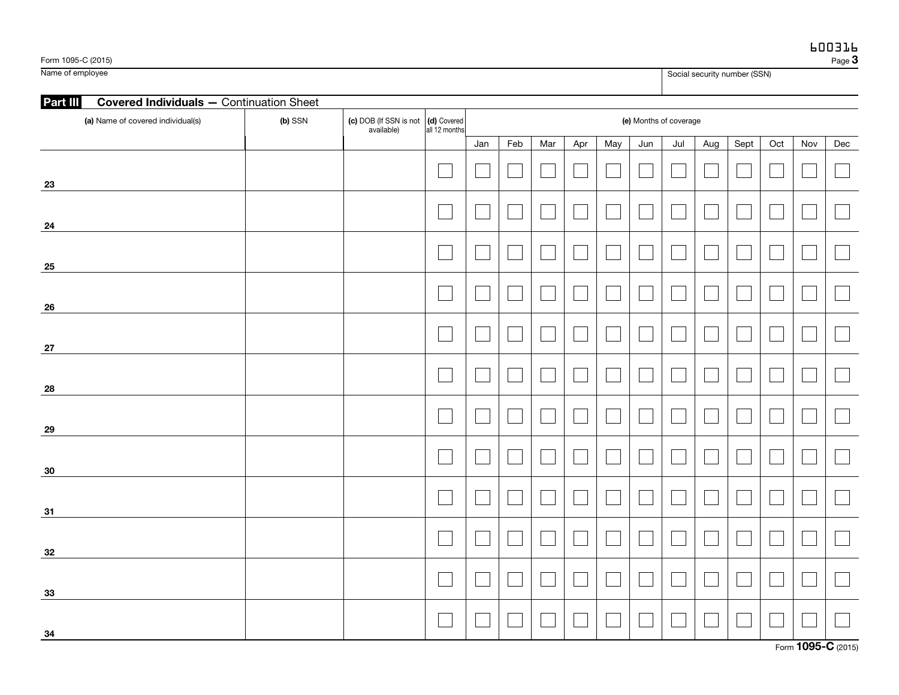Form 1095-C (2015)

600316

Name of employee | Social security number (SSN)

## Part III Covered Individuals — Continuation Sheet

| (a) Name of covered individual(s) | (b) SSN | (c) DOB (If SSN is not available) | (d) Covered all 12 months | (e) Months of coverage | | | | | | | | | | | |
|---|---|---|---|---|---|---|---|---|---|---|---|---|---|---|---|
| | | | | Jan | Feb | Mar | Apr | May | Jun | Jul | Aug | Sept | Oct | Nov | Dec |
| 23 | | | ☐ | ☐ | ☐ | ☐ | ☐ | ☐ | ☐ | ☐ | ☐ | ☐ | ☐ | ☐ | ☐ |
| 24 | | | ☐ | ☐ | ☐ | ☐ | ☐ | ☐ | ☐ | ☐ | ☐ | ☐ | ☐ | ☐ | ☐ |
| 25 | | | ☐ | ☐ | ☐ | ☐ | ☐ | ☐ | ☐ | ☐ | ☐ | ☐ | ☐ | ☐ | ☐ |
| 26 | | | ☐ | ☐ | ☐ | ☐ | ☐ | ☐ | ☐ | ☐ | ☐ | ☐ | ☐ | ☐ | ☐ |
| 27 | | | ☐ | ☐ | ☐ | ☐ | ☐ | ☐ | ☐ | ☐ | ☐ | ☐ | ☐ | ☐ | ☐ |
| 28 | | | ☐ | ☐ | ☐ | ☐ | ☐ | ☐ | ☐ | ☐ | ☐ | ☐ | ☐ | ☐ | ☐ |
| 29 | | | ☐ | ☐ | ☐ | ☐ | ☐ | ☐ | ☐ | ☐ | ☐ | ☐ | ☐ | ☐ | ☐ |
| 30 | | | ☐ | ☐ | ☐ | ☐ | ☐ | ☐ | ☐ | ☐ | ☐ | ☐ | ☐ | ☐ | ☐ |
| 31 | | | ☐ | ☐ | ☐ | ☐ | ☐ | ☐ | ☐ | ☐ | ☐ | ☐ | ☐ | ☐ | ☐ |
| 32 | | | ☐ | ☐ | ☐ | ☐ | ☐ | ☐ | ☐ | ☐ | ☐ | ☐ | ☐ | ☐ | ☐ |
| 33 | | | ☐ | ☐ | ☐ | ☐ | ☐ | ☐ | ☐ | ☐ | ☐ | ☐ | ☐ | ☐ | ☐ |
| 34 | | | ☐ | ☐ | ☐ | ☐ | ☐ | ☐ | ☐ | ☐ | ☐ | ☐ | ☐ | ☐ | ☐ |

Form **1095-C** (2015)